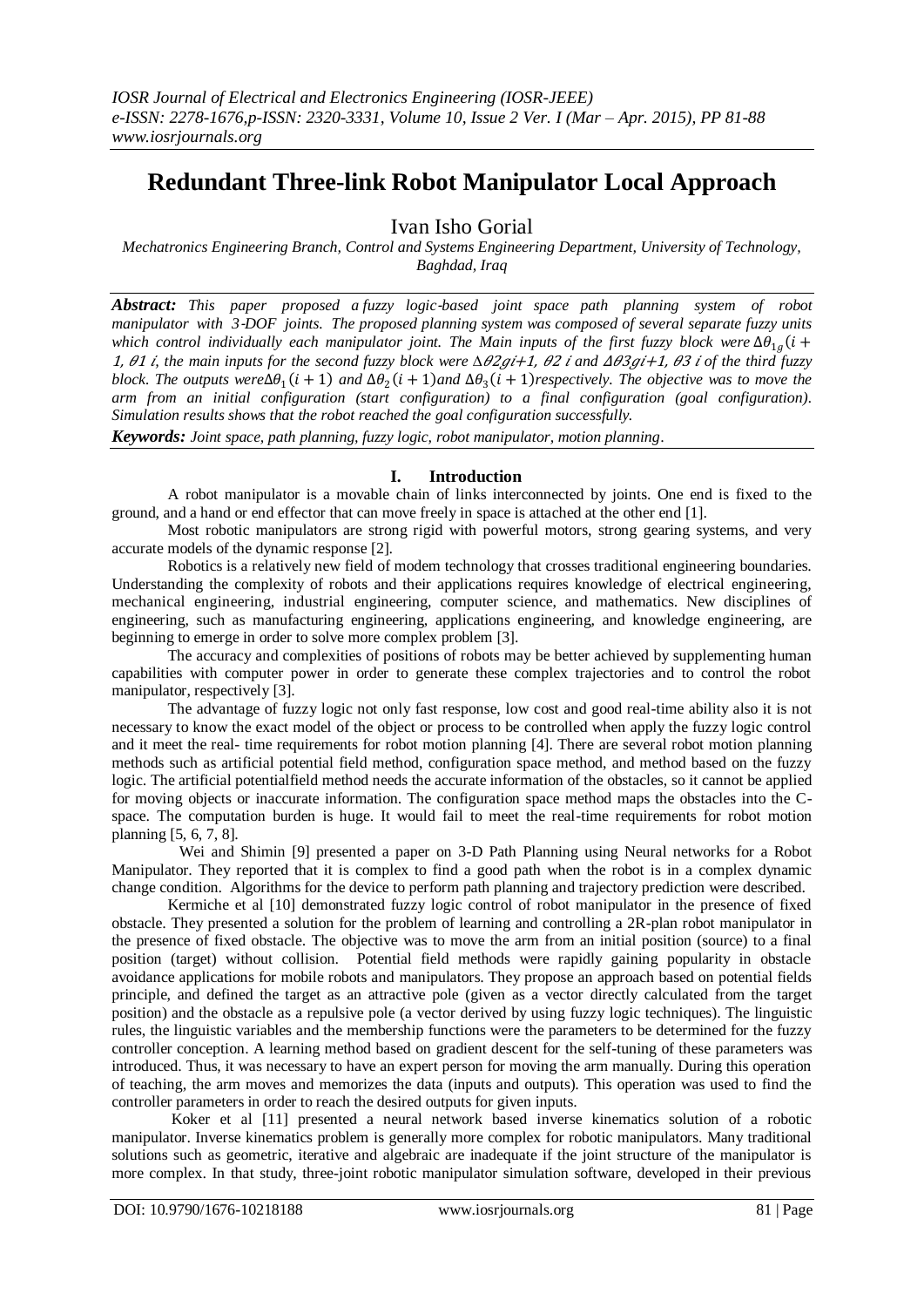# Redundant Three-link Robot Manipulator Local Approach

Ivan Isho Gorial

*Mechatronics Engineering Branch, Control and Systems Engineering Department, University of Technology, Baghdad, Iraq*

***Abstract:*** *This paper proposed a fuzzy logic-based joint space path planning system of robot manipulator with 3-DOF joints. The proposed planning system was composed of several separate fuzzy units which control individually each manipulator joint. The Main inputs of the first fuzzy block were $\Delta\theta_{1_g}(i+1, \theta 1\ i$, the main inputs for the second fuzzy block were $\Delta\theta 2gi+1, \theta 2\ i$ and $\Delta\theta 3gi+1, \theta 3\ i$ of the third fuzzy block. The outputs were $\Delta\theta_1(i+1)$ and $\Delta\theta_2(i+1)$ and $\Delta\theta_3(i+1)$ respectively. The objective was to move the arm from an initial configuration (start configuration) to a final configuration (goal configuration). Simulation results shows that the robot reached the goal configuration successfully.*

***Keywords:*** *Joint space, path planning, fuzzy logic, robot manipulator, motion planning.*

## I. Introduction

A robot manipulator is a movable chain of links interconnected by joints. One end is fixed to the ground, and a hand or end effector that can move freely in space is attached at the other end [1].

Most robotic manipulators are strong rigid with powerful motors, strong gearing systems, and very accurate models of the dynamic response [2].

Robotics is a relatively new field of modem technology that crosses traditional engineering boundaries. Understanding the complexity of robots and their applications requires knowledge of electrical engineering, mechanical engineering, industrial engineering, computer science, and mathematics. New disciplines of engineering, such as manufacturing engineering, applications engineering, and knowledge engineering, are beginning to emerge in order to solve more complex problem [3].

The accuracy and complexities of positions of robots may be better achieved by supplementing human capabilities with computer power in order to generate these complex trajectories and to control the robot manipulator, respectively [3].

The advantage of fuzzy logic not only fast response, low cost and good real-time ability also it is not necessary to know the exact model of the object or process to be controlled when apply the fuzzy logic control and it meet the real- time requirements for robot motion planning [4]. There are several robot motion planning methods such as artificial potential field method, configuration space method, and method based on the fuzzy logic. The artificial potentialfield method needs the accurate information of the obstacles, so it cannot be applied for moving objects or inaccurate information. The configuration space method maps the obstacles into the C-space. The computation burden is huge. It would fail to meet the real-time requirements for robot motion planning [5, 6, 7, 8].

Wei and Shimin [9] presented a paper on 3-D Path Planning using Neural networks for a Robot Manipulator. They reported that it is complex to find a good path when the robot is in a complex dynamic change condition. Algorithms for the device to perform path planning and trajectory prediction were described.

Kermiche et al [10] demonstrated fuzzy logic control of robot manipulator in the presence of fixed obstacle. They presented a solution for the problem of learning and controlling a 2R-plan robot manipulator in the presence of fixed obstacle. The objective was to move the arm from an initial position (source) to a final position (target) without collision. Potential field methods were rapidly gaining popularity in obstacle avoidance applications for mobile robots and manipulators. They propose an approach based on potential fields principle, and defined the target as an attractive pole (given as a vector directly calculated from the target position) and the obstacle as a repulsive pole (a vector derived by using fuzzy logic techniques). The linguistic rules, the linguistic variables and the membership functions were the parameters to be determined for the fuzzy controller conception. A learning method based on gradient descent for the self-tuning of these parameters was introduced. Thus, it was necessary to have an expert person for moving the arm manually. During this operation of teaching, the arm moves and memorizes the data (inputs and outputs). This operation was used to find the controller parameters in order to reach the desired outputs for given inputs.

Koker et al [11] presented a neural network based inverse kinematics solution of a robotic manipulator. Inverse kinematics problem is generally more complex for robotic manipulators. Many traditional solutions such as geometric, iterative and algebraic are inadequate if the joint structure of the manipulator is more complex. In that study, three-joint robotic manipulator simulation software, developed in their previous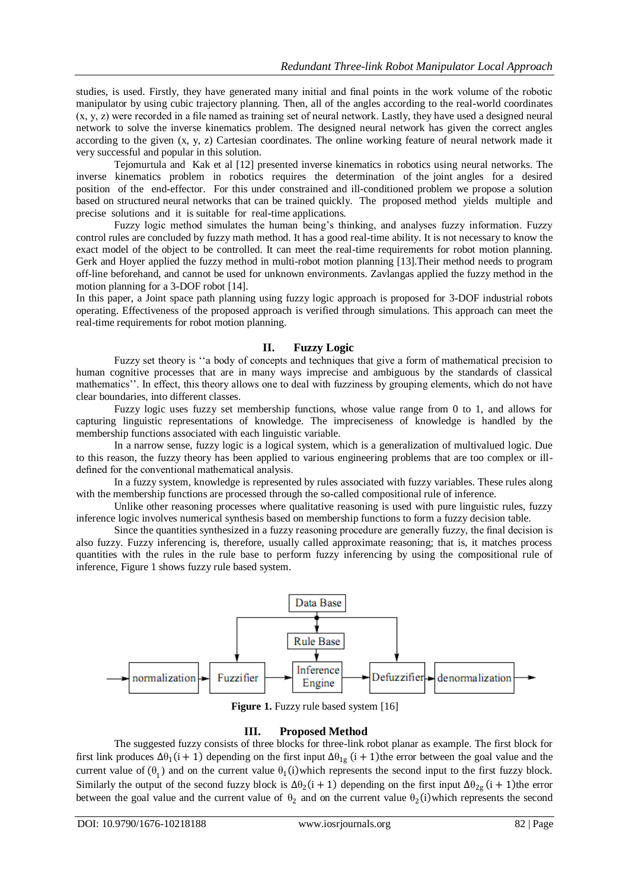studies, is used. Firstly, they have generated many initial and final points in the work volume of the robotic manipulator by using cubic trajectory planning. Then, all of the angles according to the real-world coordinates (x, y, z) were recorded in a file named as training set of neural network. Lastly, they have used a designed neural network to solve the inverse kinematics problem. The designed neural network has given the correct angles according to the given (x, y, z) Cartesian coordinates. The online working feature of neural network made it very successful and popular in this solution.

Tejomurtula and Kak et al [12] presented inverse kinematics in robotics using neural networks. The inverse kinematics problem in robotics requires the determination of the joint angles for a desired position of the end-effector. For this under constrained and ill-conditioned problem we propose a solution based on structured neural networks that can be trained quickly. The proposed method yields multiple and precise solutions and it is suitable for real-time applications.

Fuzzy logic method simulates the human being's thinking, and analyses fuzzy information. Fuzzy control rules are concluded by fuzzy math method. It has a good real-time ability. It is not necessary to know the exact model of the object to be controlled. It can meet the real-time requirements for robot motion planning. Gerk and Hoyer applied the fuzzy method in multi-robot motion planning [13].Their method needs to program off-line beforehand, and cannot be used for unknown environments. Zavlangas applied the fuzzy method in the motion planning for a 3-DOF robot [14].

In this paper, a Joint space path planning using fuzzy logic approach is proposed for 3-DOF industrial robots operating. Effectiveness of the proposed approach is verified through simulations. This approach can meet the real-time requirements for robot motion planning.

## II. Fuzzy Logic

Fuzzy set theory is ''a body of concepts and techniques that give a form of mathematical precision to human cognitive processes that are in many ways imprecise and ambiguous by the standards of classical mathematics''. In effect, this theory allows one to deal with fuzziness by grouping elements, which do not have clear boundaries, into different classes.

Fuzzy logic uses fuzzy set membership functions, whose value range from 0 to 1, and allows for capturing linguistic representations of knowledge. The impreciseness of knowledge is handled by the membership functions associated with each linguistic variable.

In a narrow sense, fuzzy logic is a logical system, which is a generalization of multivalued logic. Due to this reason, the fuzzy theory has been applied to various engineering problems that are too complex or ill-defined for the conventional mathematical analysis.

In a fuzzy system, knowledge is represented by rules associated with fuzzy variables. These rules along with the membership functions are processed through the so-called compositional rule of inference.

Unlike other reasoning processes where qualitative reasoning is used with pure linguistic rules, fuzzy inference logic involves numerical synthesis based on membership functions to form a fuzzy decision table.

Since the quantities synthesized in a fuzzy reasoning procedure are generally fuzzy, the final decision is also fuzzy. Fuzzy inferencing is, therefore, usually called approximate reasoning; that is, it matches process quantities with the rules in the rule base to perform fuzzy inferencing by using the compositional rule of inference, Figure 1 shows fuzzy rule based system.

**Figure 1.** Fuzzy rule based system [16]

## III. Proposed Method

The suggested fuzzy consists of three blocks for three-link robot planar as example. The first block for first link produces $\Delta\theta_1(i+1)$ depending on the first input $\Delta\theta_{1g}\,(i+1)$the error between the goal value and the current value of $(\theta_1)$ and on the current value $\theta_1(i)$which represents the second input to the first fuzzy block. Similarly the output of the second fuzzy block is $\Delta\theta_2(i+1)$ depending on the first input $\Delta\theta_{2g}\,(i+1)$the error between the goal value and the current value of $\theta_2$ and on the current value $\theta_2(i)$which represents the second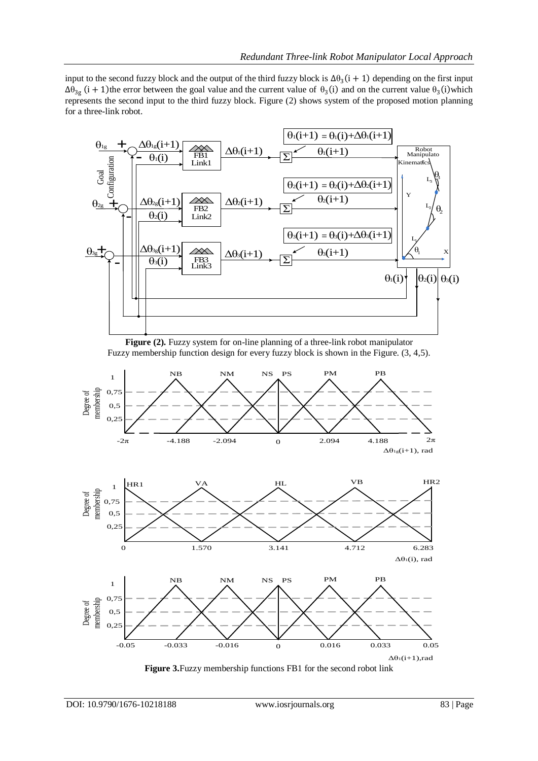input to the second fuzzy block and the output of the third fuzzy block is $\Delta\theta_3(i+1)$ depending on the first input $\Delta\theta_{3g}(i+1)$ the error between the goal value and the current value of $\theta_3(i)$ and on the current value $\theta_3(i)$ which represents the second input to the third fuzzy block. Figure (2) shows system of the proposed motion planning for a three-link robot.

**Figure (2).** Fuzzy system for on-line planning of a three-link robot manipulator

Fuzzy membership function design for every fuzzy block is shown in the Figure. (3, 4,5).

**Figure 3.** Fuzzy membership functions FB1 for the second robot link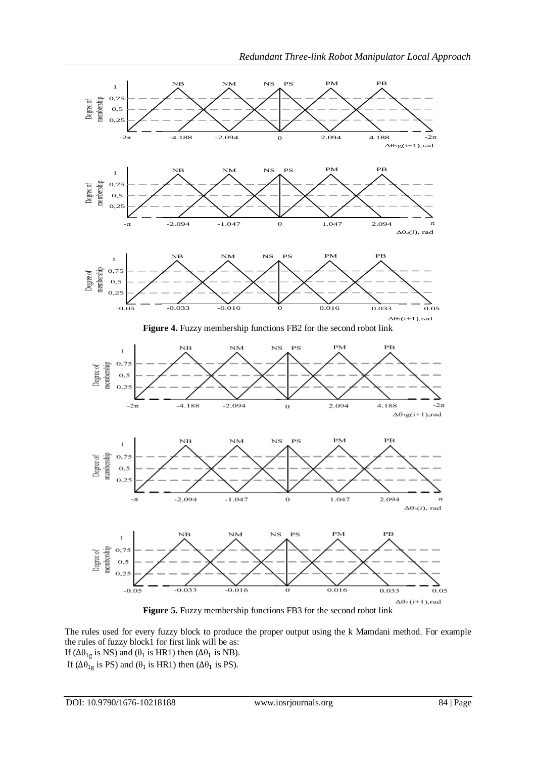**Figure 4.** Fuzzy membership functions FB2 for the second robot link

**Figure 5.** Fuzzy membership functions FB3 for the second robot link

The rules used for every fuzzy block to produce the proper output using the k Mamdani method. For example the rules of fuzzy block1 for first link will be as:

If ($\Delta\theta_{1g}$ is NS) and ($\theta_1$ is HR1) then ($\Delta\theta_1$ is NB).

If ($\Delta\theta_{1g}$ is PS) and ($\theta_1$ is HR1) then ($\Delta\theta_1$ is PS).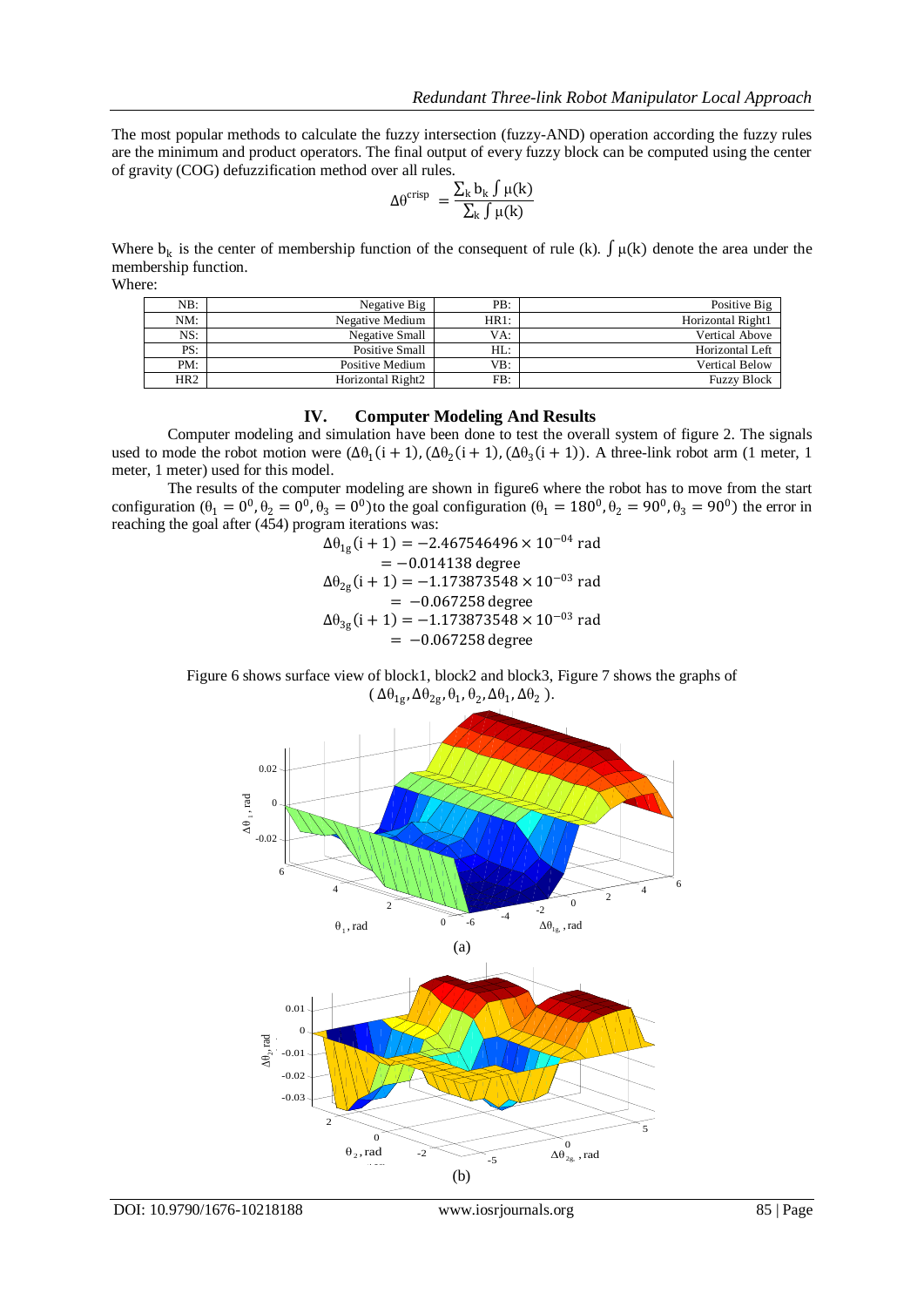The most popular methods to calculate the fuzzy intersection (fuzzy-AND) operation according the fuzzy rules are the minimum and product operators. The final output of every fuzzy block can be computed using the center of gravity (COG) defuzzification method over all rules.

$$\Delta\theta^{\text{crisp}} = \frac{\sum_k b_k \int \mu(k)}{\sum_k \int \mu(k)}$$

Where $b_k$ is the center of membership function of the consequent of rule (k). $\int \mu(k)$ denote the area under the membership function.

Where:

| | | | |
|---|---|---|---|
| NB: | Negative Big | PB: | Positive Big |
| NM: | Negative Medium | HR1: | Horizontal Right1 |
| NS: | Negative Small | VA: | Vertical Above |
| PS: | Positive Small | HL: | Horizontal Left |
| PM: | Positive Medium | VB: | Vertical Below |
| HR2 | Horizontal Right2 | FB: | Fuzzy Block |

## IV. Computer Modeling And Results

Computer modeling and simulation have been done to test the overall system of figure 2. The signals used to mode the robot motion were $(\Delta\theta_1(i+1), (\Delta\theta_2(i+1), (\Delta\theta_3(i+1))$. A three-link robot arm (1 meter, 1 meter, 1 meter) used for this model.

The results of the computer modeling are shown in figure6 where the robot has to move from the start configuration $(\theta_1 = 0^0, \theta_2 = 0^0, \theta_3 = 0^0)$ to the goal configuration $(\theta_1 = 180^0, \theta_2 = 90^0, \theta_3 = 90^0)$ the error in reaching the goal after (454) program iterations was:

$$\Delta\theta_{1g}(i+1) = -2.467546496 \times 10^{-04} \text{ rad}$$
$$= -0.014138 \text{ degree}$$
$$\Delta\theta_{2g}(i+1) = -1.173873548 \times 10^{-03} \text{ rad}$$
$$= -0.067258 \text{ degree}$$
$$\Delta\theta_{3g}(i+1) = -1.173873548 \times 10^{-03} \text{ rad}$$
$$= -0.067258 \text{ degree}$$

Figure 6 shows surface view of block1, block2 and block3, Figure 7 shows the graphs of $(\Delta\theta_{1g}, \Delta\theta_{2g}, \theta_1, \theta_2, \Delta\theta_1, \Delta\theta_2)$.

(a)

(b)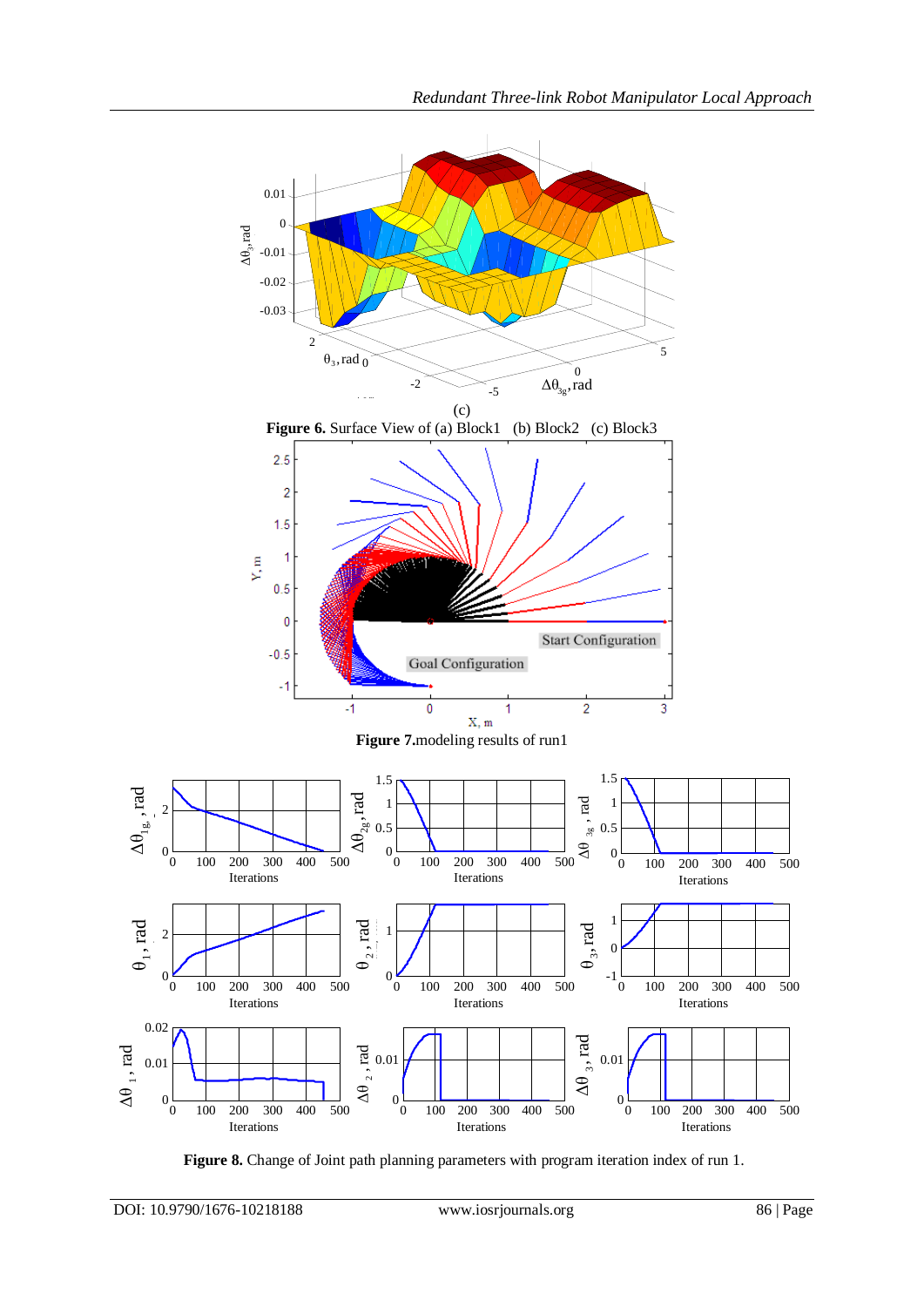(c)

**Figure 6.** Surface View of (a) Block1 (b) Block2 (c) Block3

**Figure 7.** modeling results of run1

**Figure 8.** Change of Joint path planning parameters with program iteration index of run 1.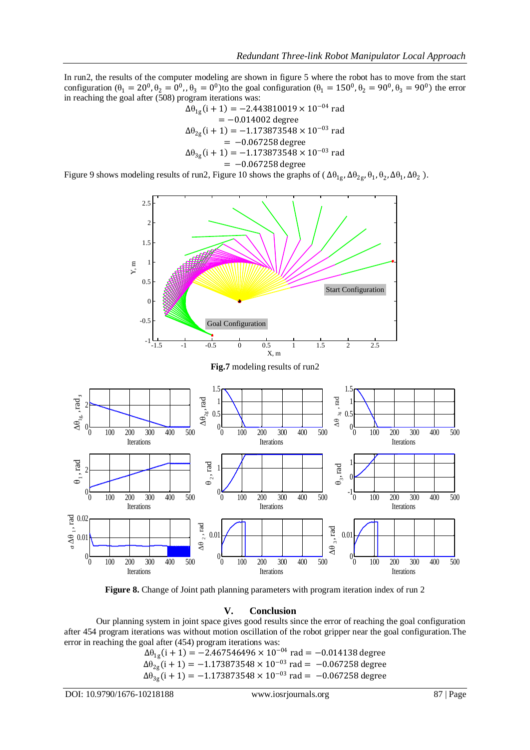In run2, the results of the computer modeling are shown in figure 5 where the robot has to move from the start configuration ($\theta_1 = 20^0, \theta_2 = 0^0,, \theta_3 = 0^0$)to the goal configuration ($\theta_1 = 150^0, \theta_2 = 90^0, \theta_3 = 90^0$) the error in reaching the goal after (508) program iterations was:

$$\Delta\theta_{1_g}(i+1) = -2.443810019 \times 10^{-04} \text{ rad}$$
$$= -0.014002 \text{ degree}$$
$$\Delta\theta_{2_g}(i+1) = -1.173873548 \times 10^{-03} \text{ rad}$$
$$= -0.067258 \text{ degree}$$
$$\Delta\theta_{3_g}(i+1) = -1.173873548 \times 10^{-03} \text{ rad}$$
$$= -0.067258 \text{ degree}$$

Figure 9 shows modeling results of run2, Figure 10 shows the graphs of ( $\Delta\theta_{1g}, \Delta\theta_{2g}, \theta_1, \theta_2, \Delta\theta_1, \Delta\theta_2$ ).

**Fig.7** modeling results of run2

**Figure 8.** Change of Joint path planning parameters with program iteration index of run 2

## V. Conclusion

Our planning system in joint space gives good results since the error of reaching the goal configuration after 454 program iterations was without motion oscillation of the robot gripper near the goal configuration.The error in reaching the goal after (454) program iterations was:

$$\Delta\theta_{1_g}(i+1) = -2.467546496 \times 10^{-04} \text{ rad} = -0.014138 \text{ degree}$$
$$\Delta\theta_{2_g}(i+1) = -1.173873548 \times 10^{-03} \text{ rad} = -0.067258 \text{ degree}$$
$$\Delta\theta_{3_g}(i+1) = -1.173873548 \times 10^{-03} \text{ rad} = -0.067258 \text{ degree}$$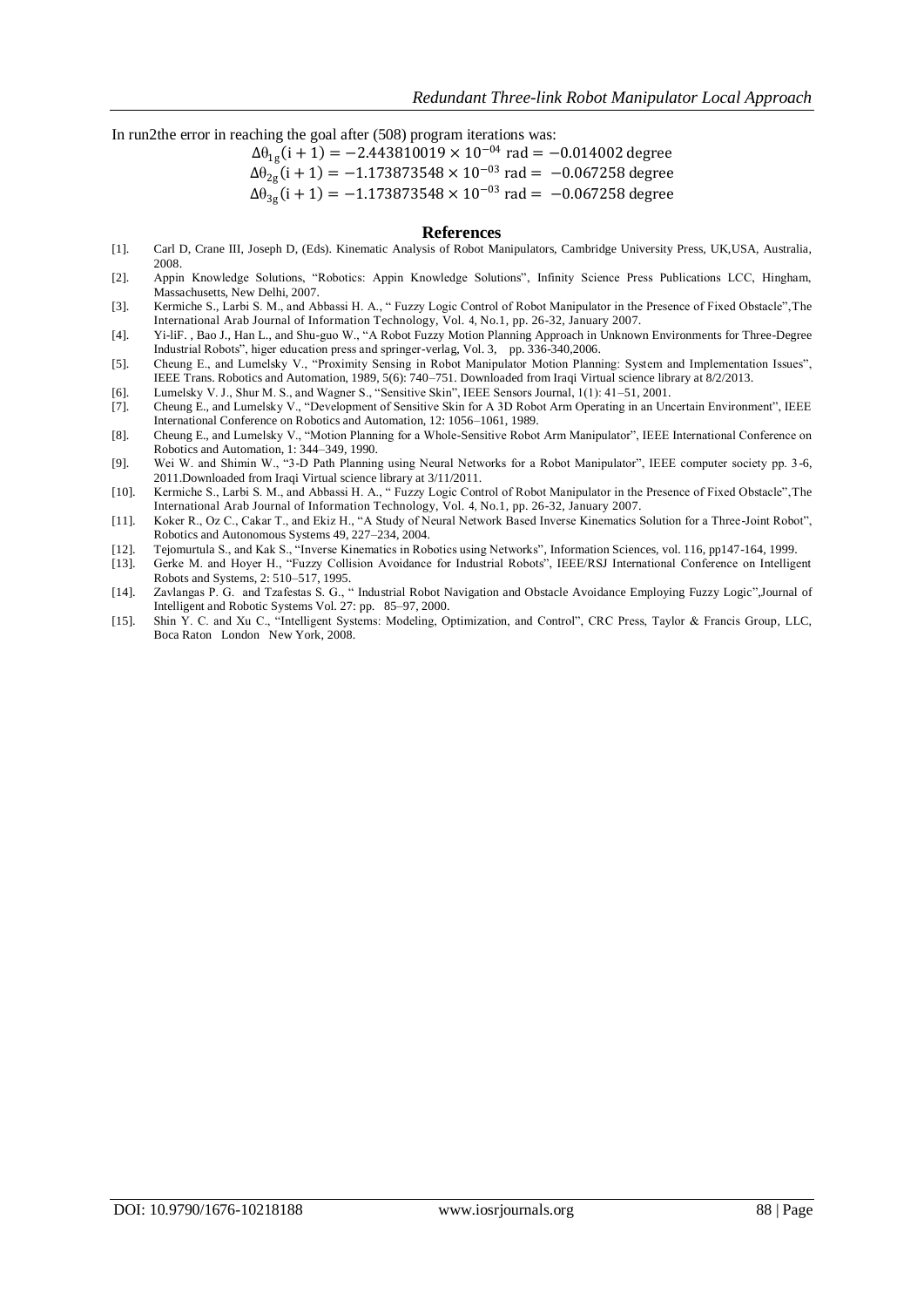In run2the error in reaching the goal after (508) program iterations was:

$$\Delta\theta_{1_g}(i+1) = -2.443810019 \times 10^{-04} \text{ rad} = -0.014002 \text{ degree}$$
$$\Delta\theta_{2_g}(i+1) = -1.173873548 \times 10^{-03} \text{ rad} = -0.067258 \text{ degree}$$
$$\Delta\theta_{3_g}(i+1) = -1.173873548 \times 10^{-03} \text{ rad} = -0.067258 \text{ degree}$$

## References

[1]. Carl D, Crane III, Joseph D, (Eds). Kinematic Analysis of Robot Manipulators, Cambridge University Press, UK,USA, Australia, 2008.

[2]. Appin Knowledge Solutions, "Robotics: Appin Knowledge Solutions", Infinity Science Press Publications LCC, Hingham, Massachusetts, New Delhi, 2007.

[3]. Kermiche S., Larbi S. M., and Abbassi H. A., " Fuzzy Logic Control of Robot Manipulator in the Presence of Fixed Obstacle",The International Arab Journal of Information Technology, Vol. 4, No.1, pp. 26-32, January 2007.

[4]. Yi-liF. , Bao J., Han L., and Shu-guo W., "A Robot Fuzzy Motion Planning Approach in Unknown Environments for Three-Degree Industrial Robots", higer education press and springer-verlag, Vol. 3, pp. 336-340,2006.

[5]. Cheung E., and Lumelsky V., "Proximity Sensing in Robot Manipulator Motion Planning: System and Implementation Issues", IEEE Trans. Robotics and Automation, 1989, 5(6): 740–751. Downloaded from Iraqi Virtual science library at 8/2/2013.

[6]. Lumelsky V. J., Shur M. S., and Wagner S., "Sensitive Skin", IEEE Sensors Journal, 1(1): 41–51, 2001.

[7]. Cheung E., and Lumelsky V., "Development of Sensitive Skin for A 3D Robot Arm Operating in an Uncertain Environment", IEEE International Conference on Robotics and Automation, 12: 1056–1061, 1989.

[8]. Cheung E., and Lumelsky V., "Motion Planning for a Whole-Sensitive Robot Arm Manipulator", IEEE International Conference on Robotics and Automation, 1: 344–349, 1990.

[9]. Wei W. and Shimin W., "3-D Path Planning using Neural Networks for a Robot Manipulator", IEEE computer society pp. 3-6, 2011.Downloaded from Iraqi Virtual science library at 3/11/2011.

[10]. Kermiche S., Larbi S. M., and Abbassi H. A., " Fuzzy Logic Control of Robot Manipulator in the Presence of Fixed Obstacle",The International Arab Journal of Information Technology, Vol. 4, No.1, pp. 26-32, January 2007.

[11]. Koker R., Oz C., Cakar T., and Ekiz H., "A Study of Neural Network Based Inverse Kinematics Solution for a Three-Joint Robot", Robotics and Autonomous Systems 49, 227–234, 2004.

[12]. Tejomurtula S., and Kak S., "Inverse Kinematics in Robotics using Networks", Information Sciences, vol. 116, pp147-164, 1999.

[13]. Gerke M. and Hoyer H., "Fuzzy Collision Avoidance for Industrial Robots", IEEE/RSJ International Conference on Intelligent Robots and Systems, 2: 510–517, 1995.

[14]. Zavlangas P. G. and Tzafestas S. G., " Industrial Robot Navigation and Obstacle Avoidance Employing Fuzzy Logic",Journal of Intelligent and Robotic Systems Vol. 27: pp. 85–97, 2000.

[15]. Shin Y. C. and Xu C., "Intelligent Systems: Modeling, Optimization, and Control", CRC Press, Taylor & Francis Group, LLC, Boca Raton London New York, 2008.